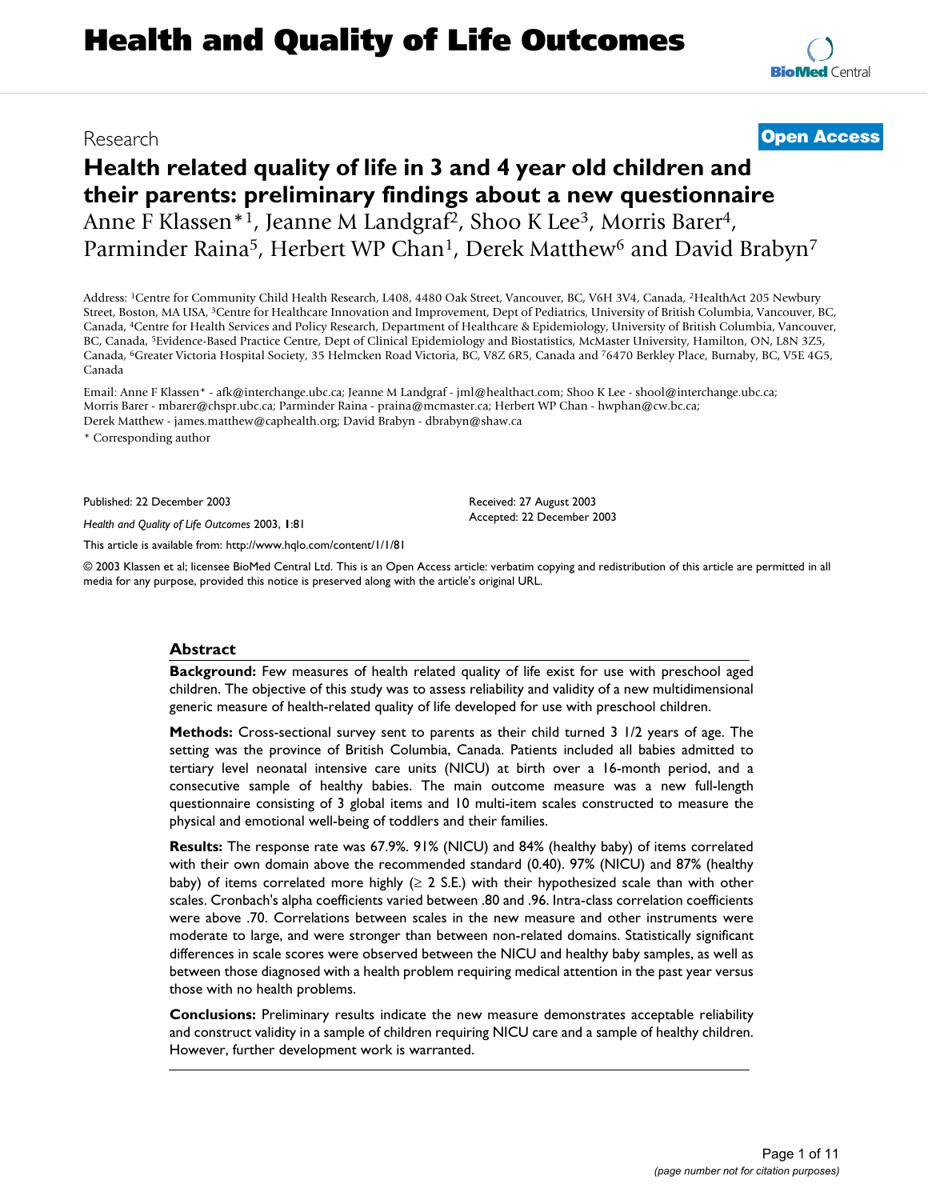# Health and Quality of Life Outcomes

Research **Open Access**

## Health related quality of life in 3 and 4 year old children and their parents: preliminary findings about a new questionnaire

Anne F Klassen*[1], Jeanne M Landgraf[2], Shoo K Lee[3], Morris Barer[4], Parminder Raina[5], Herbert WP Chan[1], Derek Matthew[6] and David Brabyn[7]

Address: [1]Centre for Community Child Health Research, L408, 4480 Oak Street, Vancouver, BC, V6H 3V4, Canada, [2]HealthAct 205 Newbury Street, Boston, MA USA, [3]Centre for Healthcare Innovation and Improvement, Dept of Pediatrics, University of British Columbia, Vancouver, BC, Canada, [4]Centre for Health Services and Policy Research, Department of Healthcare & Epidemiology, University of British Columbia, Vancouver, BC, Canada, [5]Evidence-Based Practice Centre, Dept of Clinical Epidemiology and Biostatistics, McMaster University, Hamilton, ON, L8N 3Z5, Canada, [6]Greater Victoria Hospital Society, 35 Helmcken Road Victoria, BC, V8Z 6R5, Canada and [7]6470 Berkley Place, Burnaby, BC, V5E 4G5, Canada

Email: Anne F Klassen* - afk@interchange.ubc.ca; Jeanne M Landgraf - jml@healthact.com; Shoo K Lee - shool@interchange.ubc.ca; Morris Barer - mbarer@chspr.ubc.ca; Parminder Raina - praina@mcmaster.ca; Herbert WP Chan - hwphan@cw.bc.ca; Derek Matthew - james.matthew@caphealth.org; David Brabyn - dbrabyn@shaw.ca

\* Corresponding author

Published: 22 December 2003

*Health and Quality of Life Outcomes* 2003, **1**:81

Received: 27 August 2003
Accepted: 22 December 2003

This article is available from: http://www.hqlo.com/content/1/1/81

© 2003 Klassen et al; licensee BioMed Central Ltd. This is an Open Access article: verbatim copying and redistribution of this article are permitted in all media for any purpose, provided this notice is preserved along with the article's original URL.

### Abstract

**Background:** Few measures of health related quality of life exist for use with preschool aged children. The objective of this study was to assess reliability and validity of a new multidimensional generic measure of health-related quality of life developed for use with preschool children.

**Methods:** Cross-sectional survey sent to parents as their child turned 3 1/2 years of age. The setting was the province of British Columbia, Canada. Patients included all babies admitted to tertiary level neonatal intensive care units (NICU) at birth over a 16-month period, and a consecutive sample of healthy babies. The main outcome measure was a new full-length questionnaire consisting of 3 global items and 10 multi-item scales constructed to measure the physical and emotional well-being of toddlers and their families.

**Results:** The response rate was 67.9%. 91% (NICU) and 84% (healthy baby) of items correlated with their own domain above the recommended standard (0.40). 97% (NICU) and 87% (healthy baby) of items correlated more highly (≥ 2 S.E.) with their hypothesized scale than with other scales. Cronbach's alpha coefficients varied between .80 and .96. Intra-class correlation coefficients were above .70. Correlations between scales in the new measure and other instruments were moderate to large, and were stronger than between non-related domains. Statistically significant differences in scale scores were observed between the NICU and healthy baby samples, as well as between those diagnosed with a health problem requiring medical attention in the past year versus those with no health problems.

**Conclusions:** Preliminary results indicate the new measure demonstrates acceptable reliability and construct validity in a sample of children requiring NICU care and a sample of healthy children. However, further development work is warranted.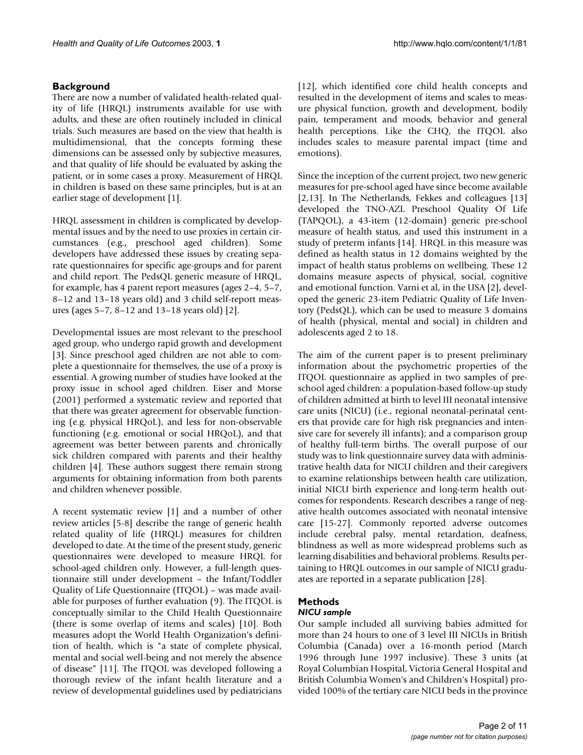## Background

There are now a number of validated health-related quality of life (HRQL) instruments available for use with adults, and these are often routinely included in clinical trials. Such measures are based on the view that health is multidimensional, that the concepts forming these dimensions can be assessed only by subjective measures, and that quality of life should be evaluated by asking the patient, or in some cases a proxy. Measurement of HRQL in children is based on these same principles, but is at an earlier stage of development [1].

HRQL assessment in children is complicated by developmental issues and by the need to use proxies in certain circumstances (e.g., preschool aged children). Some developers have addressed these issues by creating separate questionnaires for specific age-groups and for parent and child report. The PedsQL generic measure of HRQL, for example, has 4 parent report measures (ages 2–4, 5–7, 8–12 and 13–18 years old) and 3 child self-report measures (ages 5–7, 8–12 and 13–18 years old) [2].

Developmental issues are most relevant to the preschool aged group, who undergo rapid growth and development [3]. Since preschool aged children are not able to complete a questionnaire for themselves, the use of a proxy is essential. A growing number of studies have looked at the proxy issue in school aged children. Eiser and Morse (2001) performed a systematic review and reported that that there was greater agreement for observable functioning (e.g. physical HRQoL), and less for non-observable functioning (e.g. emotional or social HRQoL), and that agreement was better between parents and chronically sick children compared with parents and their healthy children [4]. These authors suggest there remain strong arguments for obtaining information from both parents and children whenever possible.

A recent systematic review [1] and a number of other review articles [5-8] describe the range of generic health related quality of life (HRQL) measures for children developed to date. At the time of the present study, generic questionnaires were developed to measure HRQL for school-aged children only. However, a full-length questionnaire still under development – the Infant/Toddler Quality of Life Questionnaire (ITQOL) – was made available for purposes of further evaluation (9). The ITQOL is conceptually similar to the Child Health Questionnaire (there is some overlap of items and scales) [10]. Both measures adopt the World Health Organization's definition of health, which is "a state of complete physical, mental and social well-being and not merely the absence of disease" [11]. The ITQOL was developed following a thorough review of the infant health literature and a review of developmental guidelines used by pediatricians [12], which identified core child health concepts and resulted in the development of items and scales to measure physical function, growth and development, bodily pain, temperament and moods, behavior and general health perceptions. Like the CHQ, the ITQOL also includes scales to measure parental impact (time and emotions).

Since the inception of the current project, two new generic measures for pre-school aged have since become available [2,13]. In The Netherlands, Fekkes and colleagues [13] developed the TNO-AZL Preschool Quality Of Life (TAPQOL), a 43-item (12-domain) generic pre-school measure of health status, and used this instrument in a study of preterm infants [14]. HRQL in this measure was defined as health status in 12 domains weighted by the impact of health status problems on wellbeing. These 12 domains measure aspects of physical, social, cognitive and emotional function. Varni et al, in the USA [2], developed the generic 23-item Pediatric Quality of Life Inventory (PedsQL), which can be used to measure 3 domains of health (physical, mental and social) in children and adolescents aged 2 to 18.

The aim of the current paper is to present preliminary information about the psychometric properties of the ITQOL questionnaire as applied in two samples of preschool aged children: a population-based follow-up study of children admitted at birth to level III neonatal intensive care units (NICU) (i.e., regional neonatal-perinatal centers that provide care for high risk pregnancies and intensive care for severely ill infants); and a comparison group of healthy full-term births. The overall purpose of our study was to link questionnaire survey data with administrative health data for NICU children and their caregivers to examine relationships between health care utilization, initial NICU birth experience and long-term health outcomes for respondents. Research describes a range of negative health outcomes associated with neonatal intensive care [15-27]. Commonly reported adverse outcomes include cerebral palsy, mental retardation, deafness, blindness as well as more widespread problems such as learning disabilities and behavioral problems. Results pertaining to HRQL outcomes in our sample of NICU graduates are reported in a separate publication [28].

## Methods

### *NICU sample*

Our sample included all surviving babies admitted for more than 24 hours to one of 3 level III NICUs in British Columbia (Canada) over a 16-month period (March 1996 through June 1997 inclusive). These 3 units (at Royal Columbian Hospital, Victoria General Hospital and British Columbia Women's and Children's Hospital) provided 100% of the tertiary care NICU beds in the province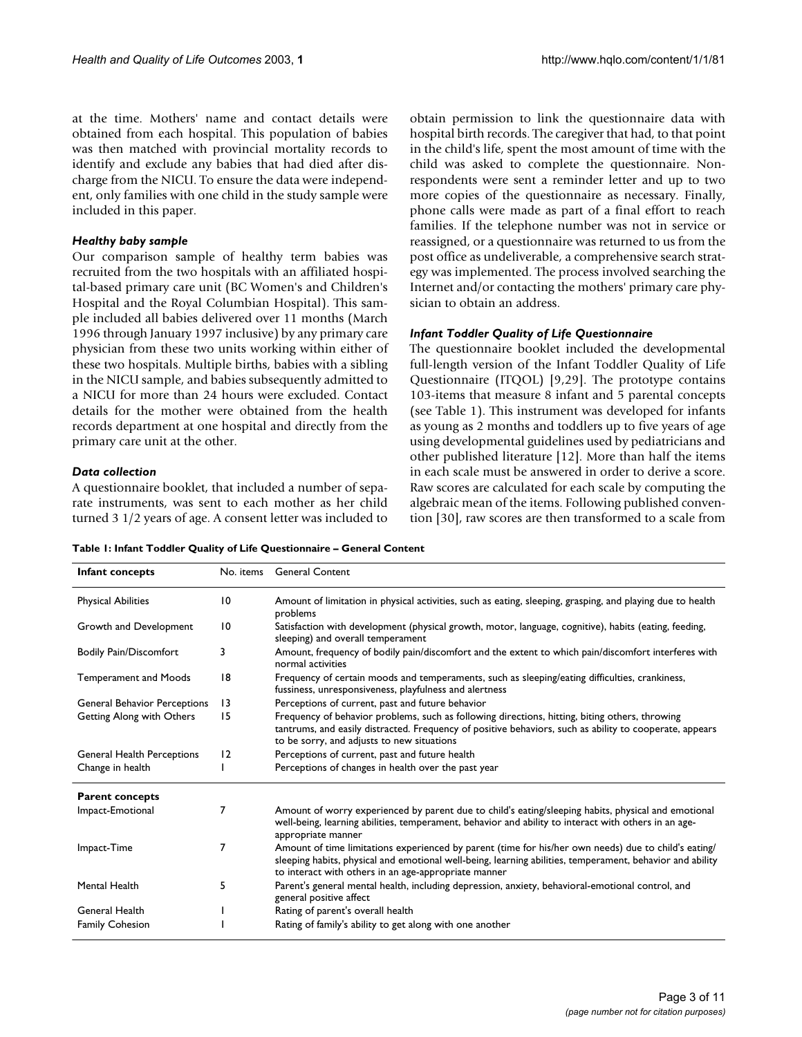at the time. Mothers' name and contact details were obtained from each hospital. This population of babies was then matched with provincial mortality records to identify and exclude any babies that had died after discharge from the NICU. To ensure the data were independent, only families with one child in the study sample were included in this paper.

### *Healthy baby sample*

Our comparison sample of healthy term babies was recruited from the two hospitals with an affiliated hospital-based primary care unit (BC Women's and Children's Hospital and the Royal Columbian Hospital). This sample included all babies delivered over 11 months (March 1996 through January 1997 inclusive) by any primary care physician from these two units working within either of these two hospitals. Multiple births, babies with a sibling in the NICU sample, and babies subsequently admitted to a NICU for more than 24 hours were excluded. Contact details for the mother were obtained from the health records department at one hospital and directly from the primary care unit at the other.

### *Data collection*

A questionnaire booklet, that included a number of separate instruments, was sent to each mother as her child turned 3 1/2 years of age. A consent letter was included to obtain permission to link the questionnaire data with hospital birth records. The caregiver that had, to that point in the child's life, spent the most amount of time with the child was asked to complete the questionnaire. Nonrespondents were sent a reminder letter and up to two more copies of the questionnaire as necessary. Finally, phone calls were made as part of a final effort to reach families. If the telephone number was not in service or reassigned, or a questionnaire was returned to us from the post office as undeliverable, a comprehensive search strategy was implemented. The process involved searching the Internet and/or contacting the mothers' primary care physician to obtain an address.

### *Infant Toddler Quality of Life Questionnaire*

The questionnaire booklet included the developmental full-length version of the Infant Toddler Quality of Life Questionnaire (ITQOL) [9,29]. The prototype contains 103-items that measure 8 infant and 5 parental concepts (see Table 1). This instrument was developed for infants as young as 2 months and toddlers up to five years of age using developmental guidelines used by pediatricians and other published literature [12]. More than half the items in each scale must be answered in order to derive a score. Raw scores are calculated for each scale by computing the algebraic mean of the items. Following published convention [30], raw scores are then transformed to a scale from

**Table 1: Infant Toddler Quality of Life Questionnaire – General Content**

| Infant concepts | No. items | General Content |
|---|---|---|
| Physical Abilities | 10 | Amount of limitation in physical activities, such as eating, sleeping, grasping, and playing due to health problems |
| Growth and Development | 10 | Satisfaction with development (physical growth, motor, language, cognitive), habits (eating, feeding, sleeping) and overall temperament |
| Bodily Pain/Discomfort | 3 | Amount, frequency of bodily pain/discomfort and the extent to which pain/discomfort interferes with normal activities |
| Temperament and Moods | 18 | Frequency of certain moods and temperaments, such as sleeping/eating difficulties, crankiness, fussiness, unresponsiveness, playfulness and alertness |
| General Behavior Perceptions | 13 | Perceptions of current, past and future behavior |
| Getting Along with Others | 15 | Frequency of behavior problems, such as following directions, hitting, biting others, throwing tantrums, and easily distracted. Frequency of positive behaviors, such as ability to cooperate, appears to be sorry, and adjusts to new situations |
| General Health Perceptions | 12 | Perceptions of current, past and future health |
| Change in health | 1 | Perceptions of changes in health over the past year |
| **Parent concepts** | | |
| Impact-Emotional | 7 | Amount of worry experienced by parent due to child's eating/sleeping habits, physical and emotional well-being, learning abilities, temperament, behavior and ability to interact with others in an age-appropriate manner |
| Impact-Time | 7 | Amount of time limitations experienced by parent (time for his/her own needs) due to child's eating/sleeping habits, physical and emotional well-being, learning abilities, temperament, behavior and ability to interact with others in an age-appropriate manner |
| Mental Health | 5 | Parent's general mental health, including depression, anxiety, behavioral-emotional control, and general positive affect |
| General Health | 1 | Rating of parent's overall health |
| Family Cohesion | 1 | Rating of family's ability to get along with one another |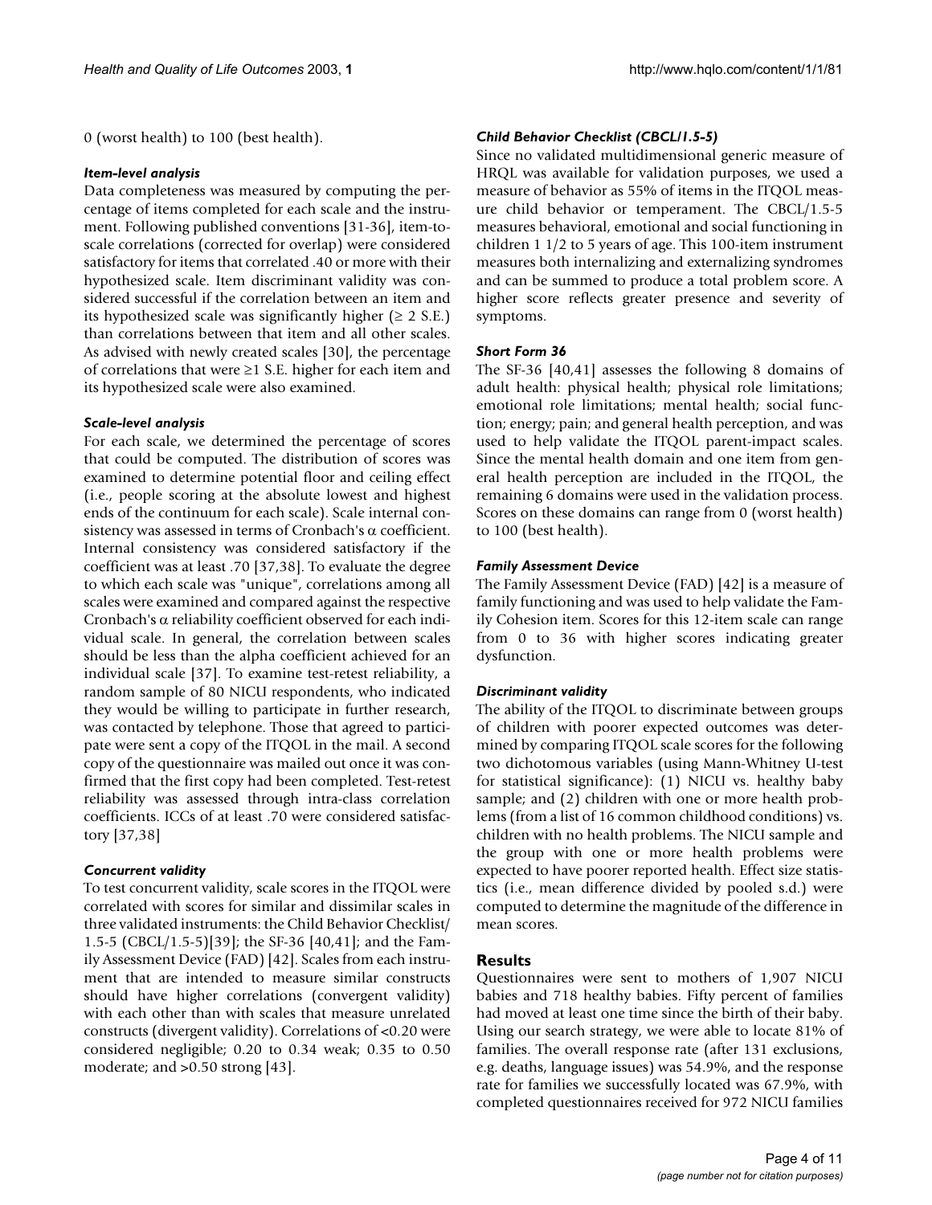0 (worst health) to 100 (best health).

#### *Item-level analysis*

Data completeness was measured by computing the percentage of items completed for each scale and the instrument. Following published conventions [31-36], item-to-scale correlations (corrected for overlap) were considered satisfactory for items that correlated .40 or more with their hypothesized scale. Item discriminant validity was considered successful if the correlation between an item and its hypothesized scale was significantly higher ($\geq$ 2 S.E.) than correlations between that item and all other scales. As advised with newly created scales [30], the percentage of correlations that were $\geq$1 S.E. higher for each item and its hypothesized scale were also examined.

#### *Scale-level analysis*

For each scale, we determined the percentage of scores that could be computed. The distribution of scores was examined to determine potential floor and ceiling effect (i.e., people scoring at the absolute lowest and highest ends of the continuum for each scale). Scale internal consistency was assessed in terms of Cronbach's $\alpha$ coefficient. Internal consistency was considered satisfactory if the coefficient was at least .70 [37,38]. To evaluate the degree to which each scale was "unique", correlations among all scales were examined and compared against the respective Cronbach's $\alpha$ reliability coefficient observed for each individual scale. In general, the correlation between scales should be less than the alpha coefficient achieved for an individual scale [37]. To examine test-retest reliability, a random sample of 80 NICU respondents, who indicated they would be willing to participate in further research, was contacted by telephone. Those that agreed to participate were sent a copy of the ITQOL in the mail. A second copy of the questionnaire was mailed out once it was confirmed that the first copy had been completed. Test-retest reliability was assessed through intra-class correlation coefficients. ICCs of at least .70 were considered satisfactory [37,38]

#### *Concurrent validity*

To test concurrent validity, scale scores in the ITQOL were correlated with scores for similar and dissimilar scales in three validated instruments: the Child Behavior Checklist/1.5-5 (CBCL/1.5-5)[39]; the SF-36 [40,41]; and the Family Assessment Device (FAD) [42]. Scales from each instrument that are intended to measure similar constructs should have higher correlations (convergent validity) with each other than with scales that measure unrelated constructs (divergent validity). Correlations of <0.20 were considered negligible; 0.20 to 0.34 weak; 0.35 to 0.50 moderate; and >0.50 strong [43].

#### *Child Behavior Checklist (CBCL/1.5-5)*

Since no validated multidimensional generic measure of HRQL was available for validation purposes, we used a measure of behavior as 55% of items in the ITQOL measure child behavior or temperament. The CBCL/1.5-5 measures behavioral, emotional and social functioning in children 1 1/2 to 5 years of age. This 100-item instrument measures both internalizing and externalizing syndromes and can be summed to produce a total problem score. A higher score reflects greater presence and severity of symptoms.

#### *Short Form 36*

The SF-36 [40,41] assesses the following 8 domains of adult health: physical health; physical role limitations; emotional role limitations; mental health; social function; energy; pain; and general health perception, and was used to help validate the ITQOL parent-impact scales. Since the mental health domain and one item from general health perception are included in the ITQOL, the remaining 6 domains were used in the validation process. Scores on these domains can range from 0 (worst health) to 100 (best health).

#### *Family Assessment Device*

The Family Assessment Device (FAD) [42] is a measure of family functioning and was used to help validate the Family Cohesion item. Scores for this 12-item scale can range from 0 to 36 with higher scores indicating greater dysfunction.

#### *Discriminant validity*

The ability of the ITQOL to discriminate between groups of children with poorer expected outcomes was determined by comparing ITQOL scale scores for the following two dichotomous variables (using Mann-Whitney U-test for statistical significance): (1) NICU vs. healthy baby sample; and (2) children with one or more health problems (from a list of 16 common childhood conditions) vs. children with no health problems. The NICU sample and the group with one or more health problems were expected to have poorer reported health. Effect size statistics (i.e., mean difference divided by pooled s.d.) were computed to determine the magnitude of the difference in mean scores.

## Results

Questionnaires were sent to mothers of 1,907 NICU babies and 718 healthy babies. Fifty percent of families had moved at least one time since the birth of their baby. Using our search strategy, we were able to locate 81% of families. The overall response rate (after 131 exclusions, e.g. deaths, language issues) was 54.9%, and the response rate for families we successfully located was 67.9%, with completed questionnaires received for 972 NICU families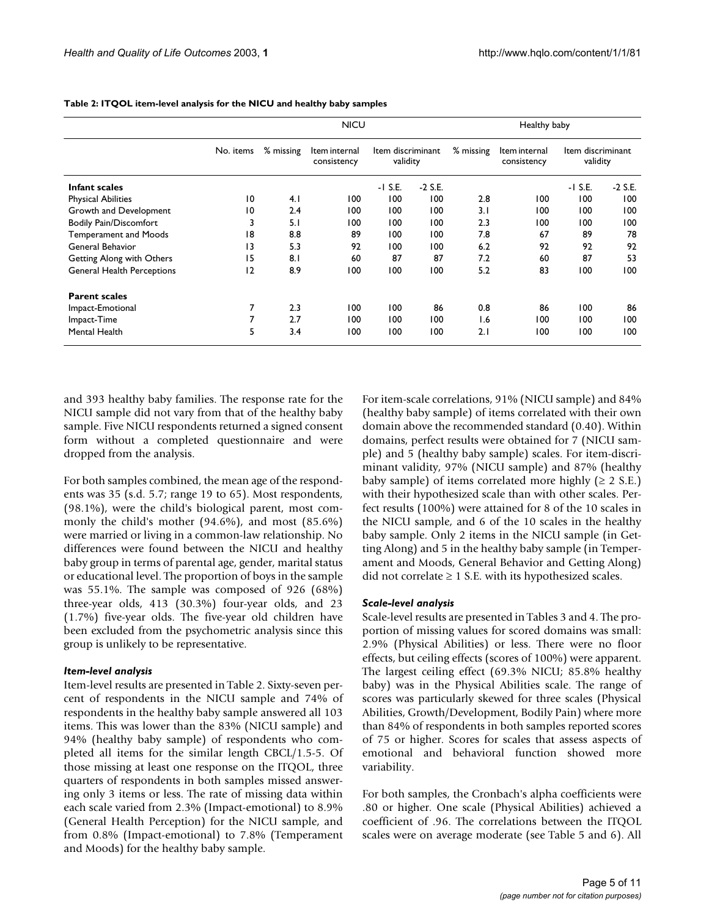**Table 2: ITQOL item-level analysis for the NICU and healthy baby samples**

| | | NICU | | | | Healthy baby | | | |
|---|---|---|---|---|---|---|---|---|---|
| | No. items | % missing | Item internal consistency | Item discriminant validity | | % missing | Item internal consistency | Item discriminant validity | |
| **Infant scales** | | | | -1 S.E. | -2 S.E. | | | -1 S.E. | -2 S.E. |
| Physical Abilities | 10 | 4.1 | 100 | 100 | 100 | 2.8 | 100 | 100 | 100 |
| Growth and Development | 10 | 2.4 | 100 | 100 | 100 | 3.1 | 100 | 100 | 100 |
| Bodily Pain/Discomfort | 3 | 5.1 | 100 | 100 | 100 | 2.3 | 100 | 100 | 100 |
| Temperament and Moods | 18 | 8.8 | 89 | 100 | 100 | 7.8 | 67 | 89 | 78 |
| General Behavior | 13 | 5.3 | 92 | 100 | 100 | 6.2 | 92 | 92 | 92 |
| Getting Along with Others | 15 | 8.1 | 60 | 87 | 87 | 7.2 | 60 | 87 | 53 |
| General Health Perceptions | 12 | 8.9 | 100 | 100 | 100 | 5.2 | 83 | 100 | 100 |
| **Parent scales** | | | | | | | | | |
| Impact-Emotional | 7 | 2.3 | 100 | 100 | 86 | 0.8 | 86 | 100 | 86 |
| Impact-Time | 7 | 2.7 | 100 | 100 | 100 | 1.6 | 100 | 100 | 100 |
| Mental Health | 5 | 3.4 | 100 | 100 | 100 | 2.1 | 100 | 100 | 100 |

and 393 healthy baby families. The response rate for the NICU sample did not vary from that of the healthy baby sample. Five NICU respondents returned a signed consent form without a completed questionnaire and were dropped from the analysis.

For both samples combined, the mean age of the respondents was 35 (s.d. 5.7; range 19 to 65). Most respondents, (98.1%), were the child's biological parent, most commonly the child's mother (94.6%), and most (85.6%) were married or living in a common-law relationship. No differences were found between the NICU and healthy baby group in terms of parental age, gender, marital status or educational level. The proportion of boys in the sample was 55.1%. The sample was composed of 926 (68%) three-year olds, 413 (30.3%) four-year olds, and 23 (1.7%) five-year olds. The five-year old children have been excluded from the psychometric analysis since this group is unlikely to be representative.

### *Item-level analysis*

Item-level results are presented in Table 2. Sixty-seven percent of respondents in the NICU sample and 74% of respondents in the healthy baby sample answered all 103 items. This was lower than the 83% (NICU sample) and 94% (healthy baby sample) of respondents who completed all items for the similar length CBCL/1.5-5. Of those missing at least one response on the ITQOL, three quarters of respondents in both samples missed answering only 3 items or less. The rate of missing data within each scale varied from 2.3% (Impact-emotional) to 8.9% (General Health Perception) for the NICU sample, and from 0.8% (Impact-emotional) to 7.8% (Temperament and Moods) for the healthy baby sample.

For item-scale correlations, 91% (NICU sample) and 84% (healthy baby sample) of items correlated with their own domain above the recommended standard (0.40). Within domains, perfect results were obtained for 7 (NICU sample) and 5 (healthy baby sample) scales. For item-discriminant validity, 97% (NICU sample) and 87% (healthy baby sample) of items correlated more highly ($\geq$ 2 S.E.) with their hypothesized scale than with other scales. Perfect results (100%) were attained for 8 of the 10 scales in the NICU sample, and 6 of the 10 scales in the healthy baby sample. Only 2 items in the NICU sample (in Getting Along) and 5 in the healthy baby sample (in Temperament and Moods, General Behavior and Getting Along) did not correlate $\geq$ 1 S.E. with its hypothesized scales.

### *Scale-level analysis*

Scale-level results are presented in Tables 3 and 4. The proportion of missing values for scored domains was small: 2.9% (Physical Abilities) or less. There were no floor effects, but ceiling effects (scores of 100%) were apparent. The largest ceiling effect (69.3% NICU; 85.8% healthy baby) was in the Physical Abilities scale. The range of scores was particularly skewed for three scales (Physical Abilities, Growth/Development, Bodily Pain) where more than 84% of respondents in both samples reported scores of 75 or higher. Scores for scales that assess aspects of emotional and behavioral function showed more variability.

For both samples, the Cronbach's alpha coefficients were .80 or higher. One scale (Physical Abilities) achieved a coefficient of .96. The correlations between the ITQOL scales were on average moderate (see Table 5 and 6). All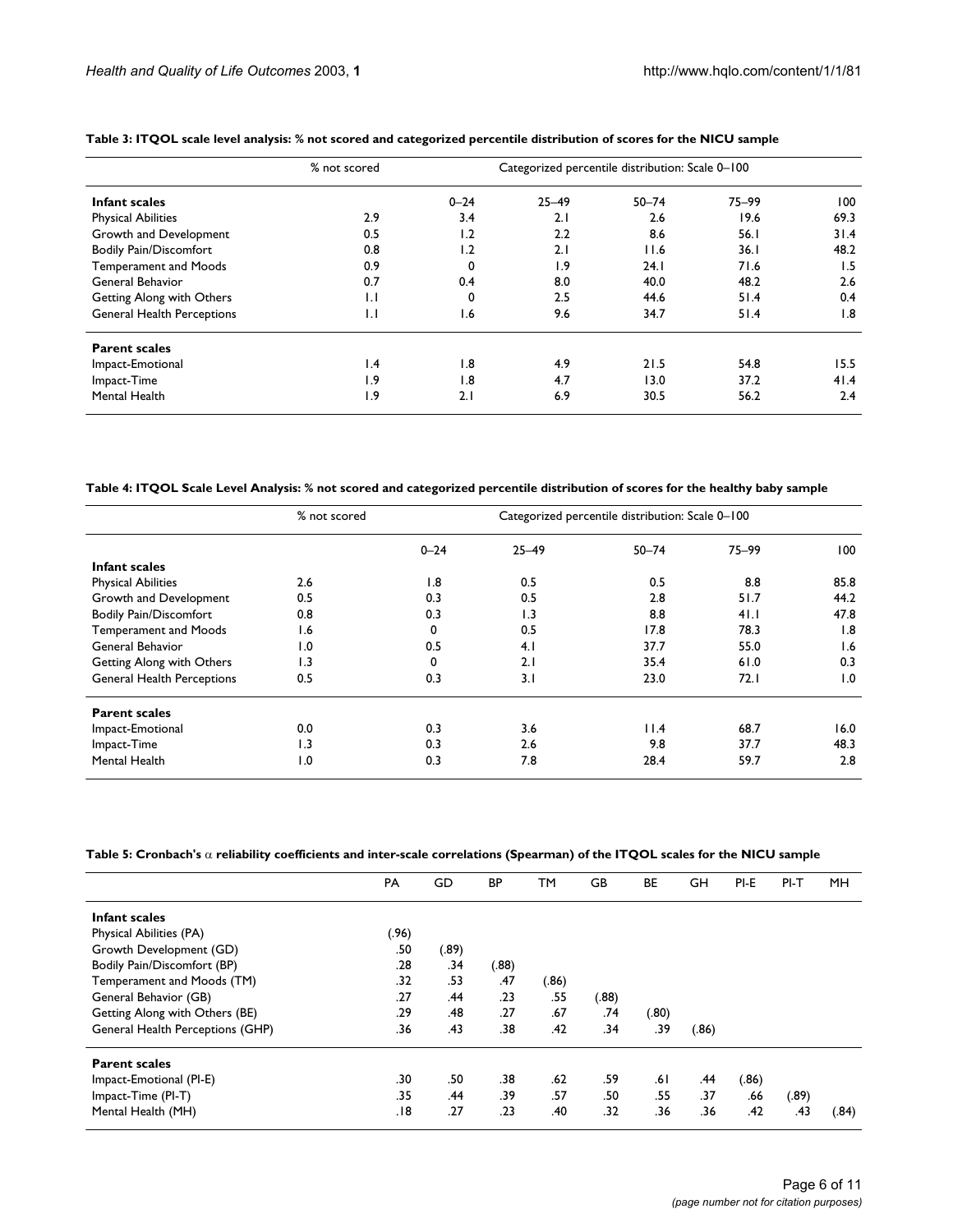**Table 3: ITQOL scale level analysis: % not scored and categorized percentile distribution of scores for the NICU sample**

| | % not scored | Categorized percentile distribution: Scale 0–100 | | | | |
|---|---|---|---|---|---|---|
| | | 0–24 | 25–49 | 50–74 | 75–99 | 100 |
| **Infant scales** | | | | | | |
| Physical Abilities | 2.9 | 3.4 | 2.1 | 2.6 | 19.6 | 69.3 |
| Growth and Development | 0.5 | 1.2 | 2.2 | 8.6 | 56.1 | 31.4 |
| Bodily Pain/Discomfort | 0.8 | 1.2 | 2.1 | 11.6 | 36.1 | 48.2 |
| Temperament and Moods | 0.9 | 0 | 1.9 | 24.1 | 71.6 | 1.5 |
| General Behavior | 0.7 | 0.4 | 8.0 | 40.0 | 48.2 | 2.6 |
| Getting Along with Others | 1.1 | 0 | 2.5 | 44.6 | 51.4 | 0.4 |
| General Health Perceptions | 1.1 | 1.6 | 9.6 | 34.7 | 51.4 | 1.8 |
| **Parent scales** | | | | | | |
| Impact-Emotional | 1.4 | 1.8 | 4.9 | 21.5 | 54.8 | 15.5 |
| Impact-Time | 1.9 | 1.8 | 4.7 | 13.0 | 37.2 | 41.4 |
| Mental Health | 1.9 | 2.1 | 6.9 | 30.5 | 56.2 | 2.4 |

**Table 4: ITQOL Scale Level Analysis: % not scored and categorized percentile distribution of scores for the healthy baby sample**

| | % not scored | Categorized percentile distribution: Scale 0–100 | | | | |
|---|---|---|---|---|---|---|
| | | 0–24 | 25–49 | 50–74 | 75–99 | 100 |
| **Infant scales** | | | | | | |
| Physical Abilities | 2.6 | 1.8 | 0.5 | 0.5 | 8.8 | 85.8 |
| Growth and Development | 0.5 | 0.3 | 0.5 | 2.8 | 51.7 | 44.2 |
| Bodily Pain/Discomfort | 0.8 | 0.3 | 1.3 | 8.8 | 41.1 | 47.8 |
| Temperament and Moods | 1.6 | 0 | 0.5 | 17.8 | 78.3 | 1.8 |
| General Behavior | 1.0 | 0.5 | 4.1 | 37.7 | 55.0 | 1.6 |
| Getting Along with Others | 1.3 | 0 | 2.1 | 35.4 | 61.0 | 0.3 |
| General Health Perceptions | 0.5 | 0.3 | 3.1 | 23.0 | 72.1 | 1.0 |
| **Parent scales** | | | | | | |
| Impact-Emotional | 0.0 | 0.3 | 3.6 | 11.4 | 68.7 | 16.0 |
| Impact-Time | 1.3 | 0.3 | 2.6 | 9.8 | 37.7 | 48.3 |
| Mental Health | 1.0 | 0.3 | 7.8 | 28.4 | 59.7 | 2.8 |

**Table 5: Cronbach's α reliability coefficients and inter-scale correlations (Spearman) of the ITQOL scales for the NICU sample**

| | PA | GD | BP | TM | GB | BE | GH | PI-E | PI-T | MH |
|---|---|---|---|---|---|---|---|---|---|---|
| **Infant scales** | | | | | | | | | | |
| Physical Abilities (PA) | (.96) | | | | | | | | | |
| Growth Development (GD) | .50 | (.89) | | | | | | | | |
| Bodily Pain/Discomfort (BP) | .28 | .34 | (.88) | | | | | | | |
| Temperament and Moods (TM) | .32 | .53 | .47 | (.86) | | | | | | |
| General Behavior (GB) | .27 | .44 | .23 | .55 | (.88) | | | | | |
| Getting Along with Others (BE) | .29 | .48 | .27 | .67 | .74 | (.80) | | | | |
| General Health Perceptions (GHP) | .36 | .43 | .38 | .42 | .34 | .39 | (.86) | | | |
| **Parent scales** | | | | | | | | | | |
| Impact-Emotional (PI-E) | .30 | .50 | .38 | .62 | .59 | .61 | .44 | (.86) | | |
| Impact-Time (PI-T) | .35 | .44 | .39 | .57 | .50 | .55 | .37 | .66 | (.89) | |
| Mental Health (MH) | .18 | .27 | .23 | .40 | .32 | .36 | .36 | .42 | .43 | (.84) |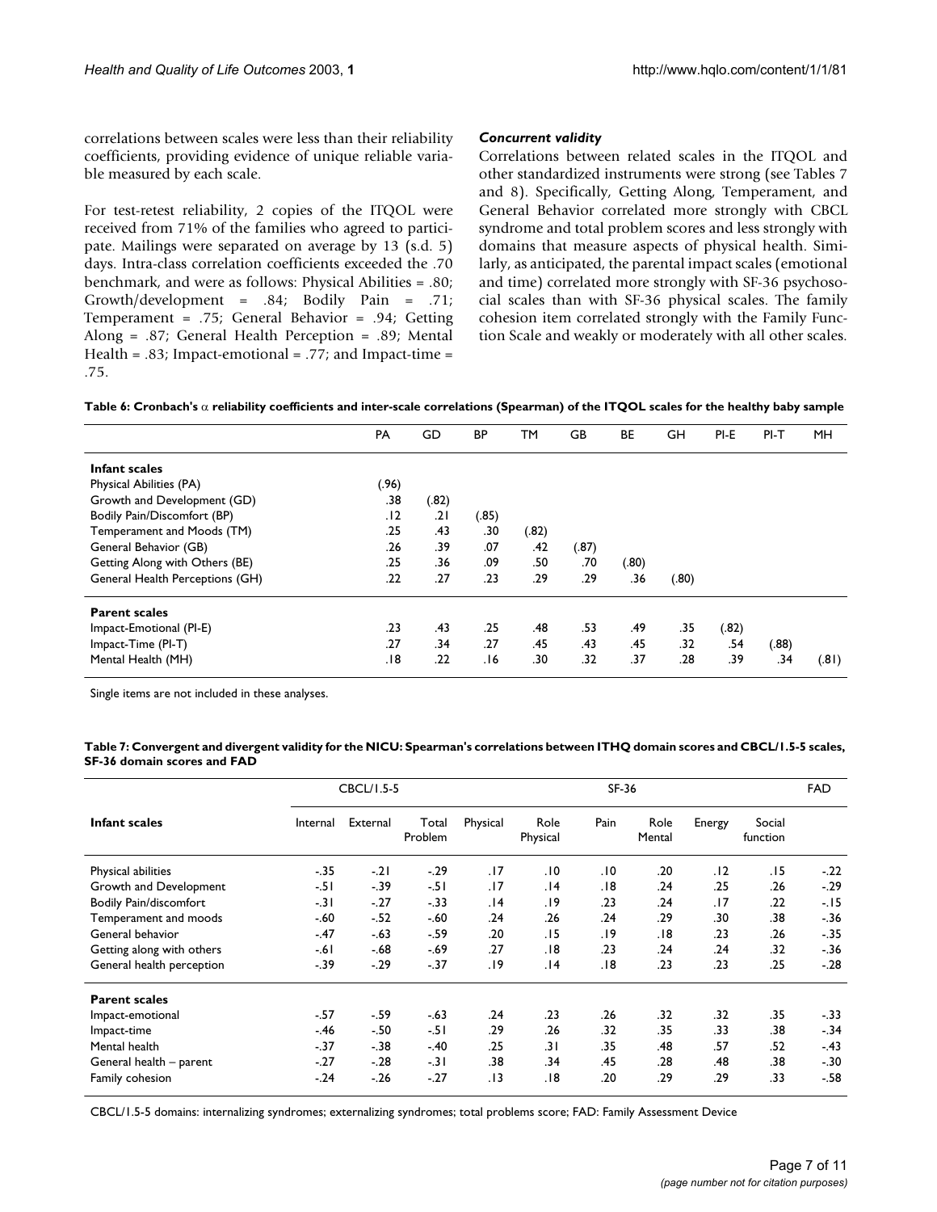correlations between scales were less than their reliability coefficients, providing evidence of unique reliable variable measured by each scale.

For test-retest reliability, 2 copies of the ITQOL were received from 71% of the families who agreed to participate. Mailings were separated on average by 13 (s.d. 5) days. Intra-class correlation coefficients exceeded the .70 benchmark, and were as follows: Physical Abilities = .80; Growth/development = .84; Bodily Pain = .71; Temperament = .75; General Behavior = .94; Getting Along = .87; General Health Perception = .89; Mental Health = .83; Impact-emotional = .77; and Impact-time = .75.

### *Concurrent validity*

Correlations between related scales in the ITQOL and other standardized instruments were strong (see Tables 7 and 8). Specifically, Getting Along, Temperament, and General Behavior correlated more strongly with CBCL syndrome and total problem scores and less strongly with domains that measure aspects of physical health. Similarly, as anticipated, the parental impact scales (emotional and time) correlated more strongly with SF-36 psychosocial scales than with SF-36 physical scales. The family cohesion item correlated strongly with the Family Function Scale and weakly or moderately with all other scales.

**Table 6: Cronbach's α reliability coefficients and inter-scale correlations (Spearman) of the ITQOL scales for the healthy baby sample**

| | PA | GD | BP | TM | GB | BE | GH | PI-E | PI-T | MH |
|---|---|---|---|---|---|---|---|---|---|---|
| **Infant scales** | | | | | | | | | | |
| Physical Abilities (PA) | (.96) | | | | | | | | | |
| Growth and Development (GD) | .38 | (.82) | | | | | | | | |
| Bodily Pain/Discomfort (BP) | .12 | .21 | (.85) | | | | | | | |
| Temperament and Moods (TM) | .25 | .43 | .30 | (.82) | | | | | | |
| General Behavior (GB) | .26 | .39 | .07 | .42 | (.87) | | | | | |
| Getting Along with Others (BE) | .25 | .36 | .09 | .50 | .70 | (.80) | | | | |
| General Health Perceptions (GH) | .22 | .27 | .23 | .29 | .29 | .36 | (.80) | | | |
| **Parent scales** | | | | | | | | | | |
| Impact-Emotional (PI-E) | .23 | .43 | .25 | .48 | .53 | .49 | .35 | (.82) | | |
| Impact-Time (PI-T) | .27 | .34 | .27 | .45 | .43 | .45 | .32 | .54 | (.88) | |
| Mental Health (MH) | .18 | .22 | .16 | .30 | .32 | .37 | .28 | .39 | .34 | (.81) |

Single items are not included in these analyses.

**Table 7: Convergent and divergent validity for the NICU: Spearman's correlations between ITHQ domain scores and CBCL/1.5-5 scales, SF-36 domain scores and FAD**

| | CBCL/1.5-5 | | | SF-36 | | | | | | FAD |
|---|---|---|---|---|---|---|---|---|---|---|
| **Infant scales** | Internal | External | Total Problem | Physical | Role Physical | Pain | Role Mental | Energy | Social function | |
| Physical abilities | -.35 | -.21 | -.29 | .17 | .10 | .10 | .20 | .12 | .15 | -.22 |
| Growth and Development | -.51 | -.39 | -.51 | .17 | .14 | .18 | .24 | .25 | .26 | -.29 |
| Bodily Pain/discomfort | -.31 | -.27 | -.33 | .14 | .19 | .23 | .24 | .17 | .22 | -.15 |
| Temperament and moods | -.60 | -.52 | -.60 | .24 | .26 | .24 | .29 | .30 | .38 | -.36 |
| General behavior | -.47 | -.63 | -.59 | .20 | .15 | .19 | .18 | .23 | .26 | -.35 |
| Getting along with others | -.61 | -.68 | -.69 | .27 | .18 | .23 | .24 | .24 | .32 | -.36 |
| General health perception | -.39 | -.29 | -.37 | .19 | .14 | .18 | .23 | .23 | .25 | -.28 |
| **Parent scales** | | | | | | | | | | |
| Impact-emotional | -.57 | -.59 | -.63 | .24 | .23 | .26 | .32 | .32 | .35 | -.33 |
| Impact-time | -.46 | -.50 | -.51 | .29 | .26 | .32 | .35 | .33 | .38 | -.34 |
| Mental health | -.37 | -.38 | -.40 | .25 | .31 | .35 | .48 | .57 | .52 | -.43 |
| General health – parent | -.27 | -.28 | -.31 | .38 | .34 | .45 | .28 | .48 | .38 | -.30 |
| Family cohesion | -.24 | -.26 | -.27 | .13 | .18 | .20 | .29 | .29 | .33 | -.58 |

CBCL/1.5-5 domains: internalizing syndromes; externalizing syndromes; total problems score; FAD: Family Assessment Device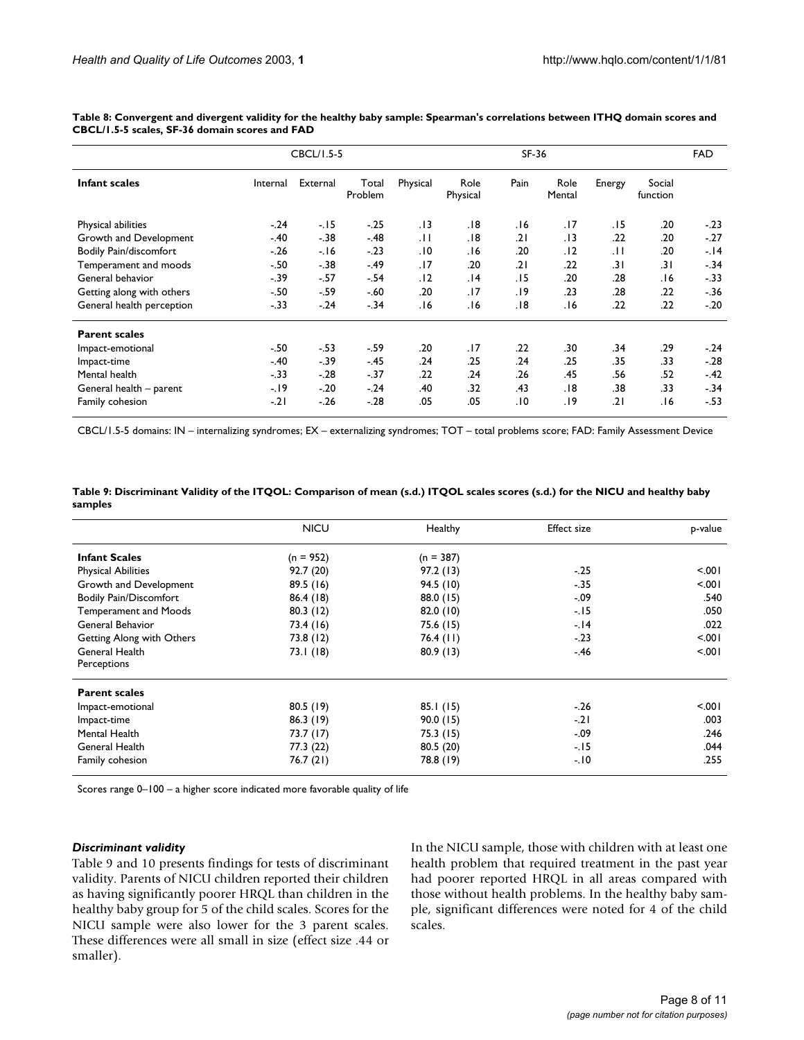**Table 8: Convergent and divergent validity for the healthy baby sample: Spearman's correlations between ITHQ domain scores and CBCL/1.5-5 scales, SF-36 domain scores and FAD**

| | CBCL/1.5-5 | | | SF-36 | | | | | | FAD |
|---|---|---|---|---|---|---|---|---|---|---|
| **Infant scales** | Internal | External | Total Problem | Physical | Role Physical | Pain | Role Mental | Energy | Social function | |
| Physical abilities | -.24 | -.15 | -.25 | .13 | .18 | .16 | .17 | .15 | .20 | -.23 |
| Growth and Development | -.40 | -.38 | -.48 | .11 | .18 | .21 | .13 | .22 | .20 | -.27 |
| Bodily Pain/discomfort | -.26 | -.16 | -.23 | .10 | .16 | .20 | .12 | .11 | .20 | -.14 |
| Temperament and moods | -.50 | -.38 | -.49 | .17 | .20 | .21 | .22 | .31 | .31 | -.34 |
| General behavior | -.39 | -.57 | -.54 | .12 | .14 | .15 | .20 | .28 | .16 | -.33 |
| Getting along with others | -.50 | -.59 | -.60 | .20 | .17 | .19 | .23 | .28 | .22 | -.36 |
| General health perception | -.33 | -.24 | -.34 | .16 | .16 | .18 | .16 | .22 | .22 | -.20 |
| **Parent scales** | | | | | | | | | | |
| Impact-emotional | -.50 | -.53 | -.59 | .20 | .17 | .22 | .30 | .34 | .29 | -.24 |
| Impact-time | -.40 | -.39 | -.45 | .24 | .25 | .24 | .25 | .35 | .33 | -.28 |
| Mental health | -.33 | -.28 | -.37 | .22 | .24 | .26 | .45 | .56 | .52 | -.42 |
| General health – parent | -.19 | -.20 | -.24 | .40 | .32 | .43 | .18 | .38 | .33 | -.34 |
| Family cohesion | -.21 | -.26 | -.28 | .05 | .05 | .10 | .19 | .21 | .16 | -.53 |

CBCL/1.5-5 domains: IN – internalizing syndromes; EX – externalizing syndromes; TOT – total problems score; FAD: Family Assessment Device

**Table 9: Discriminant Validity of the ITQOL: Comparison of mean (s.d.) ITQOL scales scores (s.d.) for the NICU and healthy baby samples**

| | NICU | Healthy | Effect size | p-value |
|---|---|---|---|---|
| **Infant Scales** | (n = 952) | (n = 387) | | |
| Physical Abilities | 92.7 (20) | 97.2 (13) | -.25 | <.001 |
| Growth and Development | 89.5 (16) | 94.5 (10) | -.35 | <.001 |
| Bodily Pain/Discomfort | 86.4 (18) | 88.0 (15) | -.09 | .540 |
| Temperament and Moods | 80.3 (12) | 82.0 (10) | -.15 | .050 |
| General Behavior | 73.4 (16) | 75.6 (15) | -.14 | .022 |
| Getting Along with Others | 73.8 (12) | 76.4 (11) | -.23 | <.001 |
| General Health Perceptions | 73.1 (18) | 80.9 (13) | -.46 | <.001 |
| **Parent scales** | | | | |
| Impact-emotional | 80.5 (19) | 85.1 (15) | -.26 | <.001 |
| Impact-time | 86.3 (19) | 90.0 (15) | -.21 | .003 |
| Mental Health | 73.7 (17) | 75.3 (15) | -.09 | .246 |
| General Health | 77.3 (22) | 80.5 (20) | -.15 | .044 |
| Family cohesion | 76.7 (21) | 78.8 (19) | -.10 | .255 |

Scores range 0–100 – a higher score indicated more favorable quality of life

### *Discriminant validity*

Table 9 and 10 presents findings for tests of discriminant validity. Parents of NICU children reported their children as having significantly poorer HRQL than children in the healthy baby group for 5 of the child scales. Scores for the NICU sample were also lower for the 3 parent scales. These differences were all small in size (effect size .44 or smaller).

In the NICU sample, those with children with at least one health problem that required treatment in the past year had poorer reported HRQL in all areas compared with those without health problems. In the healthy baby sample, significant differences were noted for 4 of the child scales.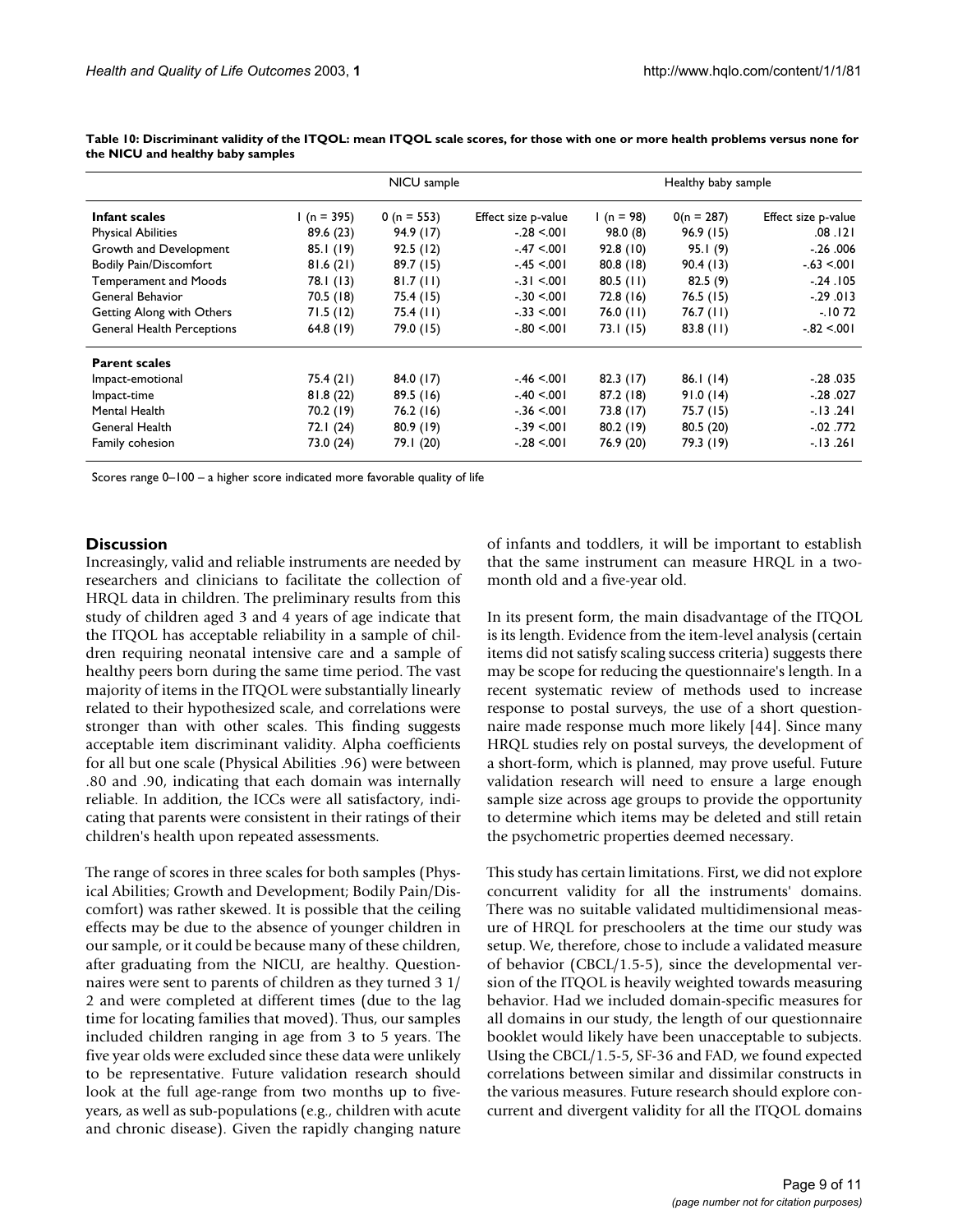**Table 10: Discriminant validity of the ITQOL: mean ITQOL scale scores, for those with one or more health problems versus none for the NICU and healthy baby samples**

| | NICU sample | | | Healthy baby sample | | |
|---|---|---|---|---|---|---|
| **Infant scales** | 1 (n = 395) | 0 (n = 553) | Effect size p-value | 1 (n = 98) | 0(n = 287) | Effect size p-value |
| Physical Abilities | 89.6 (23) | 94.9 (17) | -.28 <.001 | 98.0 (8) | 96.9 (15) | .08 .121 |
| Growth and Development | 85.1 (19) | 92.5 (12) | -.47 <.001 | 92.8 (10) | 95.1 (9) | -.26 .006 |
| Bodily Pain/Discomfort | 81.6 (21) | 89.7 (15) | -.45 <.001 | 80.8 (18) | 90.4 (13) | -.63 <.001 |
| Temperament and Moods | 78.1 (13) | 81.7 (11) | -.31 <.001 | 80.5 (11) | 82.5 (9) | -.24 .105 |
| General Behavior | 70.5 (18) | 75.4 (15) | -.30 <.001 | 72.8 (16) | 76.5 (15) | -.29 .013 |
| Getting Along with Others | 71.5 (12) | 75.4 (11) | -.33 <.001 | 76.0 (11) | 76.7 (11) | -.10 72 |
| General Health Perceptions | 64.8 (19) | 79.0 (15) | -.80 <.001 | 73.1 (15) | 83.8 (11) | -.82 <.001 |
| **Parent scales** | | | | | | |
| Impact-emotional | 75.4 (21) | 84.0 (17) | -.46 <.001 | 82.3 (17) | 86.1 (14) | -.28 .035 |
| Impact-time | 81.8 (22) | 89.5 (16) | -.40 <.001 | 87.2 (18) | 91.0 (14) | -.28 .027 |
| Mental Health | 70.2 (19) | 76.2 (16) | -.36 <.001 | 73.8 (17) | 75.7 (15) | -.13 .241 |
| General Health | 72.1 (24) | 80.9 (19) | -.39 <.001 | 80.2 (19) | 80.5 (20) | -.02 .772 |
| Family cohesion | 73.0 (24) | 79.1 (20) | -.28 <.001 | 76.9 (20) | 79.3 (19) | -.13 .261 |

Scores range 0–100 – a higher score indicated more favorable quality of life

## Discussion

Increasingly, valid and reliable instruments are needed by researchers and clinicians to facilitate the collection of HRQL data in children. The preliminary results from this study of children aged 3 and 4 years of age indicate that the ITQOL has acceptable reliability in a sample of children requiring neonatal intensive care and a sample of healthy peers born during the same time period. The vast majority of items in the ITQOL were substantially linearly related to their hypothesized scale, and correlations were stronger than with other scales. This finding suggests acceptable item discriminant validity. Alpha coefficients for all but one scale (Physical Abilities .96) were between .80 and .90, indicating that each domain was internally reliable. In addition, the ICCs were all satisfactory, indicating that parents were consistent in their ratings of their children's health upon repeated assessments.

The range of scores in three scales for both samples (Physical Abilities; Growth and Development; Bodily Pain/Discomfort) was rather skewed. It is possible that the ceiling effects may be due to the absence of younger children in our sample, or it could be because many of these children, after graduating from the NICU, are healthy. Questionnaires were sent to parents of children as they turned 3 1/2 and were completed at different times (due to the lag time for locating families that moved). Thus, our samples included children ranging in age from 3 to 5 years. The five year olds were excluded since these data were unlikely to be representative. Future validation research should look at the full age-range from two months up to five-years, as well as sub-populations (e.g., children with acute and chronic disease). Given the rapidly changing nature of infants and toddlers, it will be important to establish that the same instrument can measure HRQL in a two-month old and a five-year old.

In its present form, the main disadvantage of the ITQOL is its length. Evidence from the item-level analysis (certain items did not satisfy scaling success criteria) suggests there may be scope for reducing the questionnaire's length. In a recent systematic review of methods used to increase response to postal surveys, the use of a short questionnaire made response much more likely [44]. Since many HRQL studies rely on postal surveys, the development of a short-form, which is planned, may prove useful. Future validation research will need to ensure a large enough sample size across age groups to provide the opportunity to determine which items may be deleted and still retain the psychometric properties deemed necessary.

This study has certain limitations. First, we did not explore concurrent validity for all the instruments' domains. There was no suitable validated multidimensional measure of HRQL for preschoolers at the time our study was setup. We, therefore, chose to include a validated measure of behavior (CBCL/1.5-5), since the developmental version of the ITQOL is heavily weighted towards measuring behavior. Had we included domain-specific measures for all domains in our study, the length of our questionnaire booklet would likely have been unacceptable to subjects. Using the CBCL/1.5-5, SF-36 and FAD, we found expected correlations between similar and dissimilar constructs in the various measures. Future research should explore concurrent and divergent validity for all the ITQOL domains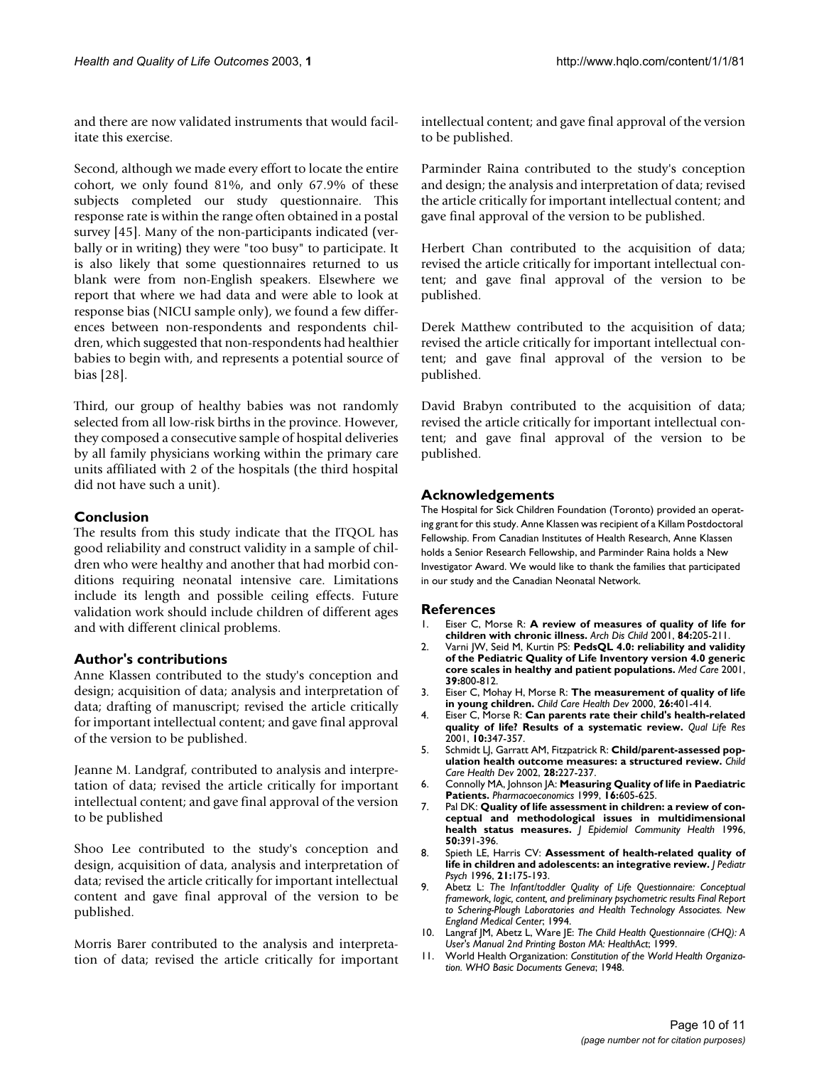and there are now validated instruments that would facilitate this exercise.

Second, although we made every effort to locate the entire cohort, we only found 81%, and only 67.9% of these subjects completed our study questionnaire. This response rate is within the range often obtained in a postal survey [45]. Many of the non-participants indicated (verbally or in writing) they were "too busy" to participate. It is also likely that some questionnaires returned to us blank were from non-English speakers. Elsewhere we report that where we had data and were able to look at response bias (NICU sample only), we found a few differences between non-respondents and respondents children, which suggested that non-respondents had healthier babies to begin with, and represents a potential source of bias [28].

Third, our group of healthy babies was not randomly selected from all low-risk births in the province. However, they composed a consecutive sample of hospital deliveries by all family physicians working within the primary care units affiliated with 2 of the hospitals (the third hospital did not have such a unit).

## Conclusion

The results from this study indicate that the ITQOL has good reliability and construct validity in a sample of children who were healthy and another that had morbid conditions requiring neonatal intensive care. Limitations include its length and possible ceiling effects. Future validation work should include children of different ages and with different clinical problems.

## Author's contributions

Anne Klassen contributed to the study's conception and design; acquisition of data; analysis and interpretation of data; drafting of manuscript; revised the article critically for important intellectual content; and gave final approval of the version to be published.

Jeanne M. Landgraf, contributed to analysis and interpretation of data; revised the article critically for important intellectual content; and gave final approval of the version to be published

Shoo Lee contributed to the study's conception and design, acquisition of data, analysis and interpretation of data; revised the article critically for important intellectual content and gave final approval of the version to be published.

Morris Barer contributed to the analysis and interpretation of data; revised the article critically for important intellectual content; and gave final approval of the version to be published.

Parminder Raina contributed to the study's conception and design; the analysis and interpretation of data; revised the article critically for important intellectual content; and gave final approval of the version to be published.

Herbert Chan contributed to the acquisition of data; revised the article critically for important intellectual content; and gave final approval of the version to be published.

Derek Matthew contributed to the acquisition of data; revised the article critically for important intellectual content; and gave final approval of the version to be published.

David Brabyn contributed to the acquisition of data; revised the article critically for important intellectual content; and gave final approval of the version to be published.

## Acknowledgements

The Hospital for Sick Children Foundation (Toronto) provided an operating grant for this study. Anne Klassen was recipient of a Killam Postdoctoral Fellowship. From Canadian Institutes of Health Research, Anne Klassen holds a Senior Research Fellowship, and Parminder Raina holds a New Investigator Award. We would like to thank the families that participated in our study and the Canadian Neonatal Network.

## References

1. Eiser C, Morse R: **A review of measures of quality of life for children with chronic illness.** *Arch Dis Child* 2001, **84:**205-211.
2. Varni JW, Seid M, Kurtin PS: **PedsQL 4.0: reliability and validity of the Pediatric Quality of Life Inventory version 4.0 generic core scales in healthy and patient populations.** *Med Care* 2001, **39:**800-812.
3. Eiser C, Mohay H, Morse R: **The measurement of quality of life in young children.** *Child Care Health Dev* 2000, **26:**401-414.
4. Eiser C, Morse R: **Can parents rate their child's health-related quality of life? Results of a systematic review.** *Qual Life Res* 2001, **10:**347-357.
5. Schmidt LJ, Garratt AM, Fitzpatrick R: **Child/parent-assessed population health outcome measures: a structured review.** *Child Care Health Dev* 2002, **28:**227-237.
6. Connolly MA, Johnson JA: **Measuring Quality of life in Paediatric Patients.** *Pharmacoeconomics* 1999, **16:**605-625.
7. Pal DK: **Quality of life assessment in children: a review of conceptual and methodological issues in multidimensional health status measures.** *J Epidemiol Community Health* 1996, **50:**391-396.
8. Spieth LE, Harris CV: **Assessment of health-related quality of life in children and adolescents: an integrative review.** *J Pediatr Psych* 1996, **21:**175-193.
9. Abetz L: *The Infant/toddler Quality of Life Questionnaire: Conceptual framework, logic, content, and preliminary psychometric results Final Report to Schering-Plough Laboratories and Health Technology Associates. New England Medical Center*; 1994.
10. Langraf JM, Abetz L, Ware JE: *The Child Health Questionnaire (CHQ): A User's Manual 2nd Printing Boston MA: HealthAct*; 1999.
11. World Health Organization: *Constitution of the World Health Organization. WHO Basic Documents Geneva*; 1948.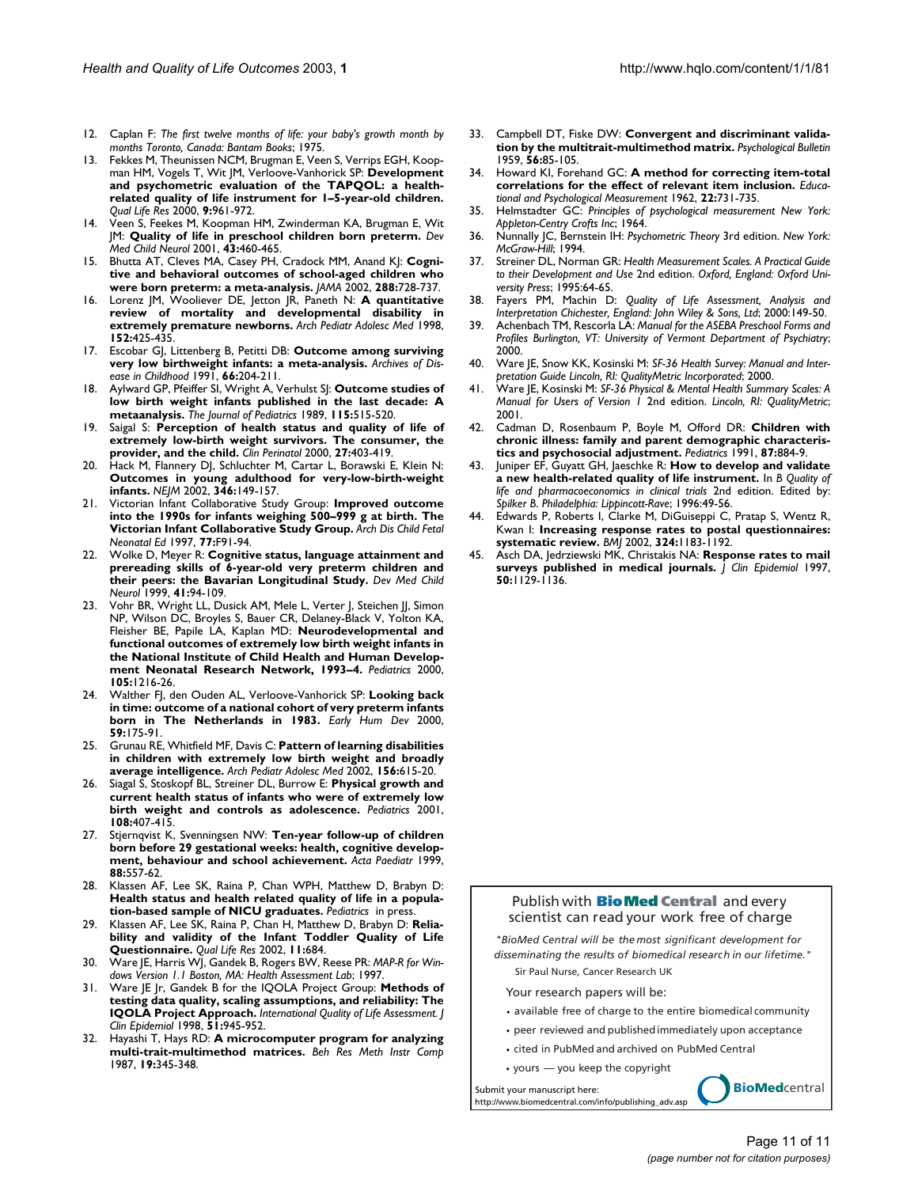12. Caplan F: *The first twelve months of life: your baby's growth month by months Toronto, Canada: Bantam Books*; 1975.
13. Fekkes M, Theunissen NCM, Brugman E, Veen S, Verrips EGH, Koopman HM, Vogels T, Wit JM, Verloove-Vanhorick SP: **Development and psychometric evaluation of the TAPQOL: a health-related quality of life instrument for 1–5-year-old children.** *Qual Life Res* 2000, **9:**961-972.
14. Veen S, Feekes M, Koopman HM, Zwinderman KA, Brugman E, Wit JM: **Quality of life in preschool children born preterm.** *Dev Med Child Neurol* 2001, **43:**460-465.
15. Bhutta AT, Cleves MA, Casey PH, Cradock MM, Anand KJ: **Cognitive and behavioral outcomes of school-aged children who were born preterm: a meta-analysis.** *JAMA* 2002, **288:**728-737.
16. Lorenz JM, Wooliever DE, Jetton JR, Paneth N: **A quantitative review of mortality and developmental disability in extremely premature newborns.** *Arch Pediatr Adolesc Med* 1998, **152:**425-435.
17. Escobar GJ, Littenberg B, Petitti DB: **Outcome among surviving very low birthweight infants: a meta-analysis.** *Archives of Disease in Childhood* 1991, **66:**204-211.
18. Aylward GP, Pfeiffer SI, Wright A, Verhulst SJ: **Outcome studies of low birth weight infants published in the last decade: A metaanalysis.** *The Journal of Pediatrics* 1989, **115:**515-520.
19. Saigal S: **Perception of health status and quality of life of extremely low-birth weight survivors. The consumer, the provider, and the child.** *Clin Perinatol* 2000, **27:**403-419.
20. Hack M, Flannery DJ, Schluchter M, Cartar L, Borawski E, Klein N: **Outcomes in young adulthood for very-low-birth-weight infants.** *NEJM* 2002, **346:**149-157.
21. Victorian Infant Collaborative Study Group: **Improved outcome into the 1990s for infants weighing 500–999 g at birth. The Victorian Infant Collaborative Study Group.** *Arch Dis Child Fetal Neonatal Ed* 1997, **77:**F91-94.
22. Wolke D, Meyer R: **Cognitive status, language attainment and prereading skills of 6-year-old very preterm children and their peers: the Bavarian Longitudinal Study.** *Dev Med Child Neurol* 1999, **41:**94-109.
23. Vohr BR, Wright LL, Dusick AM, Mele L, Verter J, Steichen JJ, Simon NP, Wilson DC, Broyles S, Bauer CR, Delaney-Black V, Yolton KA, Fleisher BE, Papile LA, Kaplan MD: **Neurodevelopmental and functional outcomes of extremely low birth weight infants in the National Institute of Child Health and Human Development Neonatal Research Network, 1993–4.** *Pediatrics* 2000, **105:**1216-26.
24. Walther FJ, den Ouden AL, Verloove-Vanhorick SP: **Looking back in time: outcome of a national cohort of very preterm infants born in The Netherlands in 1983.** *Early Hum Dev* 2000, **59:**175-91.
25. Grunau RE, Whitfield MF, Davis C: **Pattern of learning disabilities in children with extremely low birth weight and broadly average intelligence.** *Arch Pediatr Adolesc Med* 2002, **156:**615-20.
26. Siagal S, Stoskopf BL, Streiner DL, Burrow E: **Physical growth and current health status of infants who were of extremely low birth weight and controls as adolescence.** *Pediatrics* 2001, **108:**407-415.
27. Stjernqvist K, Svenningsen NW: **Ten-year follow-up of children born before 29 gestational weeks: health, cognitive development, behaviour and school achievement.** *Acta Paediatr* 1999, **88:**557-62.
28. Klassen AF, Lee SK, Raina P, Chan WPH, Matthew D, Brabyn D: **Health status and health related quality of life in a population-based sample of NICU graduates.** *Pediatrics* in press.
29. Klassen AF, Lee SK, Raina P, Chan H, Matthew D, Brabyn D: **Reliability and validity of the Infant Toddler Quality of Life Questionnaire.** *Qual Life Res* 2002, **11:**684.
30. Ware JE, Harris WJ, Gandek B, Rogers BW, Reese PR: *MAP-R for Windows Version 1.1 Boston, MA: Health Assessment Lab*; 1997.
31. Ware JE Jr, Gandek B for the IQOLA Project Group: **Methods of testing data quality, scaling assumptions, and reliability: The IQOLA Project Approach.** *International Quality of Life Assessment. J Clin Epidemiol* 1998, **51:**945-952.
32. Hayashi T, Hays RD: **A microcomputer program for analyzing multi-trait-multimethod matrices.** *Beh Res Meth Instr Comp* 1987, **19:**345-348.
33. Campbell DT, Fiske DW: **Convergent and discriminant validation by the multitrait-multimethod matrix.** *Psychological Bulletin* 1959, **56:**85-105.
34. Howard KI, Forehand GC: **A method for correcting item-total correlations for the effect of relevant item inclusion.** *Educational and Psychological Measurement* 1962, **22:**731-735.
35. Helmstadter GC: *Principles of psychological measurement New York: Appleton-Centry Crofts Inc*; 1964.
36. Nunnally JC, Bernstein IH: *Psychometric Theory* 3rd edition. *New York: McGraw-Hill*; 1994.
37. Streiner DL, Norman GR: *Health Measurement Scales. A Practical Guide to their Development and Use* 2nd edition. *Oxford, England: Oxford University Press*; 1995:64-65.
38. Fayers PM, Machin D: *Quality of Life Assessment, Analysis and Interpretation Chichester, England: John Wiley & Sons, Ltd*; 2000:149-50.
39. Achenbach TM, Rescorla LA: *Manual for the ASEBA Preschool Forms and Profiles Burlington, VT: University of Vermont Department of Psychiatry*; 2000.
40. Ware JE, Snow KK, Kosinski M: *SF-36 Health Survey: Manual and Interpretation Guide Lincoln, RI: QualityMetric Incorporated*; 2000.
41. Ware JE, Kosinski M: *SF-36 Physical & Mental Health Summary Scales: A Manual for Users of Version 1* 2nd edition. *Lincoln, RI: QualityMetric*; 2001.
42. Cadman D, Rosenbaum P, Boyle M, Offord DR: **Children with chronic illness: family and parent demographic characteristics and psychosocial adjustment.** *Pediatrics* 1991, **87:**884-9.
43. Juniper EF, Guyatt GH, Jaeschke R: **How to develop and validate a new health-related quality of life instrument.** In *B Quality of life and pharmacoeconomics in clinical trials* 2nd edition. Edited by: *Spilker B. Philadelphia: Lippincott-Rave*; 1996:49-56.
44. Edwards P, Roberts I, Clarke M, DiGuiseppi C, Pratap S, Wentz R, Kwan I: **Increasing response rates to postal questionnaires: systematic review.** *BMJ* 2002, **324:**1183-1192.
45. Asch DA, Jedrziewski MK, Christakis NA: **Response rates to mail surveys published in medical journals.** *J Clin Epidemiol* 1997, **50:**1129-1136.

Publish with **BioMed Central** and every scientist can read your work free of charge

*"BioMed Central will be the most significant development for disseminating the results of biomedical research in our lifetime."*

Sir Paul Nurse, Cancer Research UK

Your research papers will be:

- available free of charge to the entire biomedical community
- peer reviewed and published immediately upon acceptance
- cited in PubMed and archived on PubMed Central
- yours — you keep the copyright

Submit your manuscript here:
http://www.biomedcentral.com/info/publishing_adv.asp

**BioMed**central